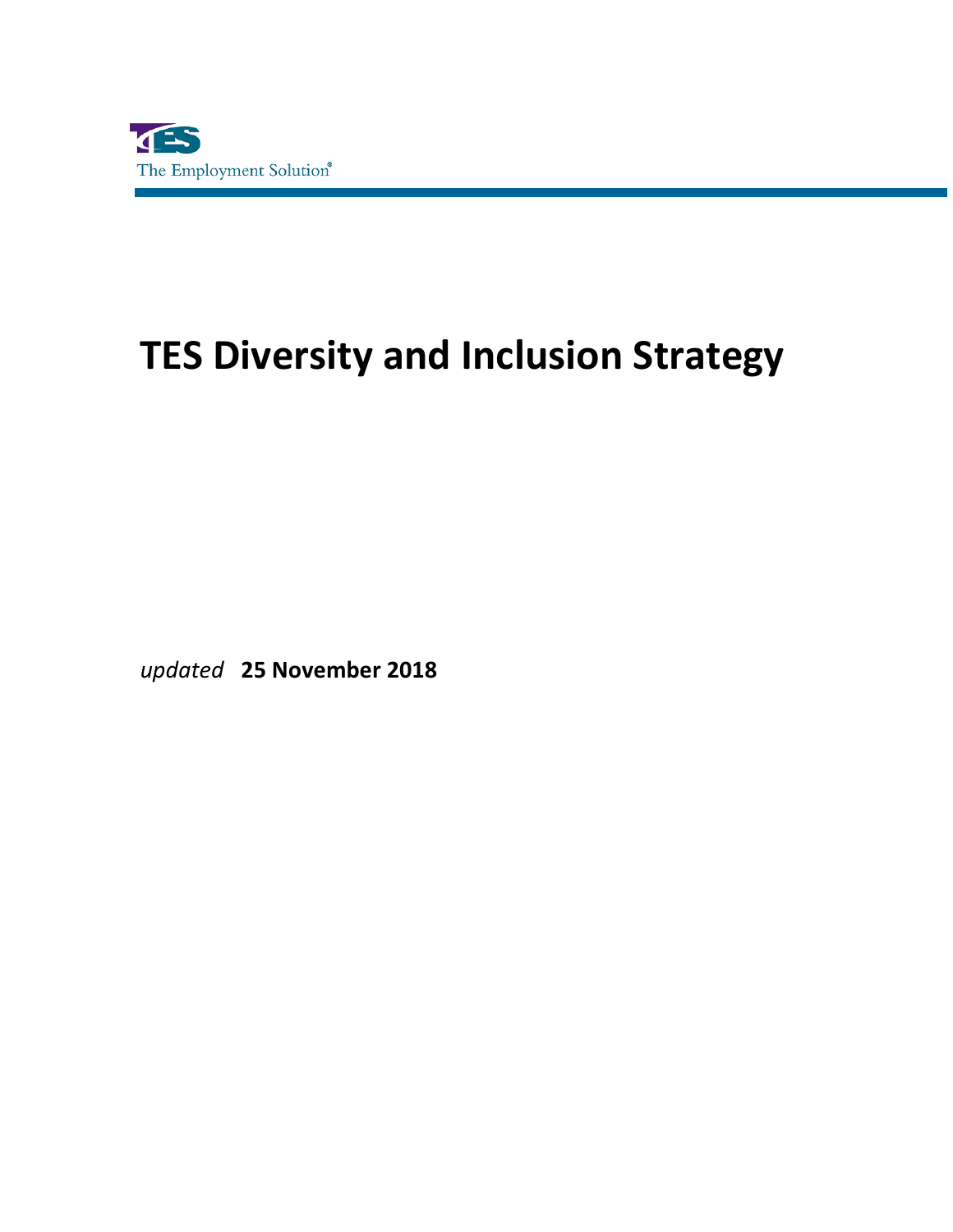TES

The Employment Solution®

# TES Diversity and Inclusion Strategy

*updated* **25 November 2018**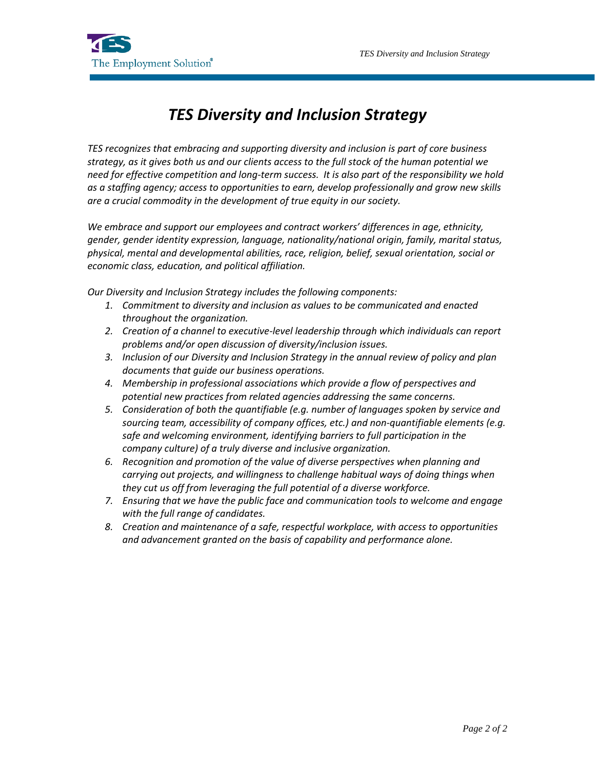# *TES Diversity and Inclusion Strategy*

*TES recognizes that embracing and supporting diversity and inclusion is part of core business strategy, as it gives both us and our clients access to the full stock of the human potential we need for effective competition and long-term success. It is also part of the responsibility we hold as a staffing agency; access to opportunities to earn, develop professionally and grow new skills are a crucial commodity in the development of true equity in our society.*

*We embrace and support our employees and contract workers' differences in age, ethnicity, gender, gender identity expression, language, nationality/national origin, family, marital status, physical, mental and developmental abilities, race, religion, belief, sexual orientation, social or economic class, education, and political affiliation.*

*Our Diversity and Inclusion Strategy includes the following components:*

1. *Commitment to diversity and inclusion as values to be communicated and enacted throughout the organization.*
2. *Creation of a channel to executive-level leadership through which individuals can report problems and/or open discussion of diversity/inclusion issues.*
3. *Inclusion of our Diversity and Inclusion Strategy in the annual review of policy and plan documents that guide our business operations.*
4. *Membership in professional associations which provide a flow of perspectives and potential new practices from related agencies addressing the same concerns.*
5. *Consideration of both the quantifiable (e.g. number of languages spoken by service and sourcing team, accessibility of company offices, etc.) and non-quantifiable elements (e.g. safe and welcoming environment, identifying barriers to full participation in the company culture) of a truly diverse and inclusive organization.*
6. *Recognition and promotion of the value of diverse perspectives when planning and carrying out projects, and willingness to challenge habitual ways of doing things when they cut us off from leveraging the full potential of a diverse workforce.*
7. *Ensuring that we have the public face and communication tools to welcome and engage with the full range of candidates.*
8. *Creation and maintenance of a safe, respectful workplace, with access to opportunities and advancement granted on the basis of capability and performance alone.*